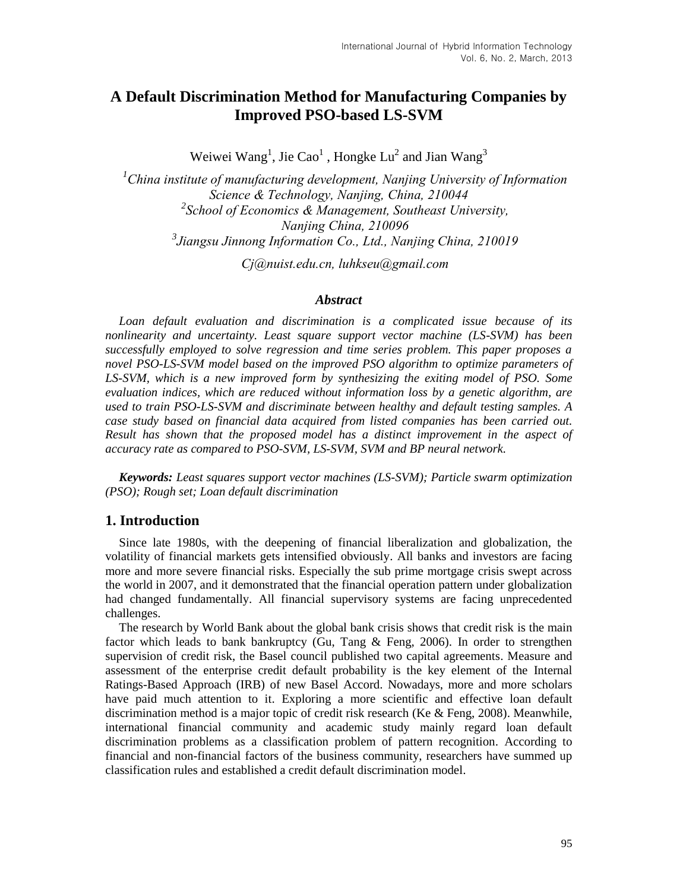# A Default Discrimination Method for Manufacturing Companies by Improved PSO-based LS-SVM

Weiwei Wang[1], Jie Cao[1] , Hongke Lu[2] and Jian Wang[3]

*[1]China institute of manufacturing development, Nanjing University of Information Science & Technology, Nanjing, China, 210044*
*[2]School of Economics & Management, Southeast University, Nanjing China, 210096*
*[3]Jiangsu Jinnong Information Co., Ltd., Nanjing China, 210019*

*Cj@nuist.edu.cn, luhkseu@gmail.com*

### *Abstract*

*Loan default evaluation and discrimination is a complicated issue because of its nonlinearity and uncertainty. Least square support vector machine (LS-SVM) has been successfully employed to solve regression and time series problem. This paper proposes a novel PSO-LS-SVM model based on the improved PSO algorithm to optimize parameters of LS-SVM, which is a new improved form by synthesizing the exiting model of PSO. Some evaluation indices, which are reduced without information loss by a genetic algorithm, are used to train PSO-LS-SVM and discriminate between healthy and default testing samples. A case study based on financial data acquired from listed companies has been carried out. Result has shown that the proposed model has a distinct improvement in the aspect of accuracy rate as compared to PSO-SVM, LS-SVM, SVM and BP neural network.*

***Keywords:*** *Least squares support vector machines (LS-SVM); Particle swarm optimization (PSO); Rough set; Loan default discrimination*

## 1. Introduction

Since late 1980s, with the deepening of financial liberalization and globalization, the volatility of financial markets gets intensified obviously. All banks and investors are facing more and more severe financial risks. Especially the sub prime mortgage crisis swept across the world in 2007, and it demonstrated that the financial operation pattern under globalization had changed fundamentally. All financial supervisory systems are facing unprecedented challenges.

The research by World Bank about the global bank crisis shows that credit risk is the main factor which leads to bank bankruptcy (Gu, Tang & Feng, 2006). In order to strengthen supervision of credit risk, the Basel council published two capital agreements. Measure and assessment of the enterprise credit default probability is the key element of the Internal Ratings-Based Approach (IRB) of new Basel Accord. Nowadays, more and more scholars have paid much attention to it. Exploring a more scientific and effective loan default discrimination method is a major topic of credit risk research (Ke & Feng, 2008). Meanwhile, international financial community and academic study mainly regard loan default discrimination problems as a classification problem of pattern recognition. According to financial and non-financial factors of the business community, researchers have summed up classification rules and established a credit default discrimination model.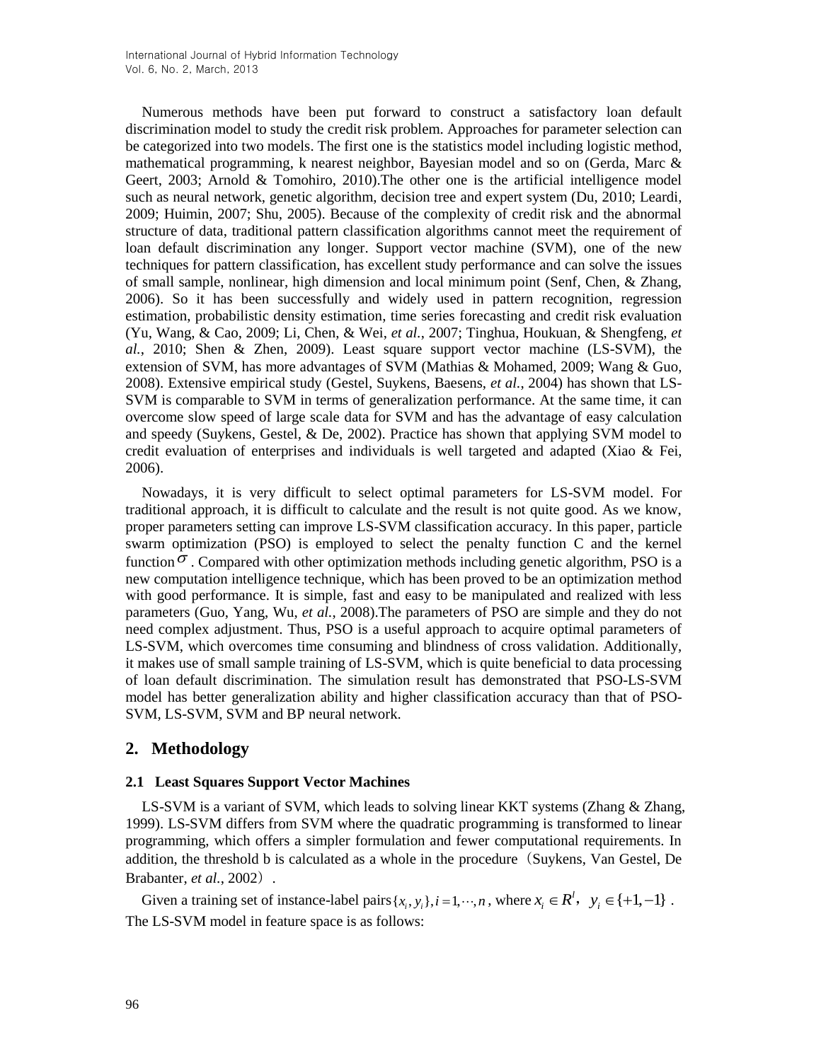Numerous methods have been put forward to construct a satisfactory loan default discrimination model to study the credit risk problem. Approaches for parameter selection can be categorized into two models. The first one is the statistics model including logistic method, mathematical programming, k nearest neighbor, Bayesian model and so on (Gerda, Marc & Geert, 2003; Arnold & Tomohiro, 2010).The other one is the artificial intelligence model such as neural network, genetic algorithm, decision tree and expert system (Du, 2010; Leardi, 2009; Huimin, 2007; Shu, 2005). Because of the complexity of credit risk and the abnormal structure of data, traditional pattern classification algorithms cannot meet the requirement of loan default discrimination any longer. Support vector machine (SVM), one of the new techniques for pattern classification, has excellent study performance and can solve the issues of small sample, nonlinear, high dimension and local minimum point (Senf, Chen, & Zhang, 2006). So it has been successfully and widely used in pattern recognition, regression estimation, probabilistic density estimation, time series forecasting and credit risk evaluation (Yu, Wang, & Cao, 2009; Li, Chen, & Wei, *et al.*, 2007; Tinghua, Houkuan, & Shengfeng, *et al.*, 2010; Shen & Zhen, 2009). Least square support vector machine (LS-SVM), the extension of SVM, has more advantages of SVM (Mathias & Mohamed, 2009; Wang & Guo, 2008). Extensive empirical study (Gestel, Suykens, Baesens, *et al.*, 2004) has shown that LS-SVM is comparable to SVM in terms of generalization performance. At the same time, it can overcome slow speed of large scale data for SVM and has the advantage of easy calculation and speedy (Suykens, Gestel, & De, 2002). Practice has shown that applying SVM model to credit evaluation of enterprises and individuals is well targeted and adapted (Xiao & Fei, 2006).

Nowadays, it is very difficult to select optimal parameters for LS-SVM model. For traditional approach, it is difficult to calculate and the result is not quite good. As we know, proper parameters setting can improve LS-SVM classification accuracy. In this paper, particle swarm optimization (PSO) is employed to select the penalty function C and the kernel function $\sigma$. Compared with other optimization methods including genetic algorithm, PSO is a new computation intelligence technique, which has been proved to be an optimization method with good performance. It is simple, fast and easy to be manipulated and realized with less parameters (Guo, Yang, Wu, *et al.*, 2008).The parameters of PSO are simple and they do not need complex adjustment. Thus, PSO is a useful approach to acquire optimal parameters of LS-SVM, which overcomes time consuming and blindness of cross validation. Additionally, it makes use of small sample training of LS-SVM, which is quite beneficial to data processing of loan default discrimination. The simulation result has demonstrated that PSO-LS-SVM model has better generalization ability and higher classification accuracy than that of PSO-SVM, LS-SVM, SVM and BP neural network.

## 2. Methodology

### 2.1 Least Squares Support Vector Machines

LS-SVM is a variant of SVM, which leads to solving linear KKT systems (Zhang & Zhang, 1999). LS-SVM differs from SVM where the quadratic programming is transformed to linear programming, which offers a simpler formulation and fewer computational requirements. In addition, the threshold b is calculated as a whole in the procedure（Suykens, Van Gestel, De Brabanter, *et al.*, 2002）.

Given a training set of instance-label pairs $\{x_i, y_i\}, i=1,\cdots,n$, where $x_i \in R^l$, $y_i \in \{+1,-1\}$. The LS-SVM model in feature space is as follows: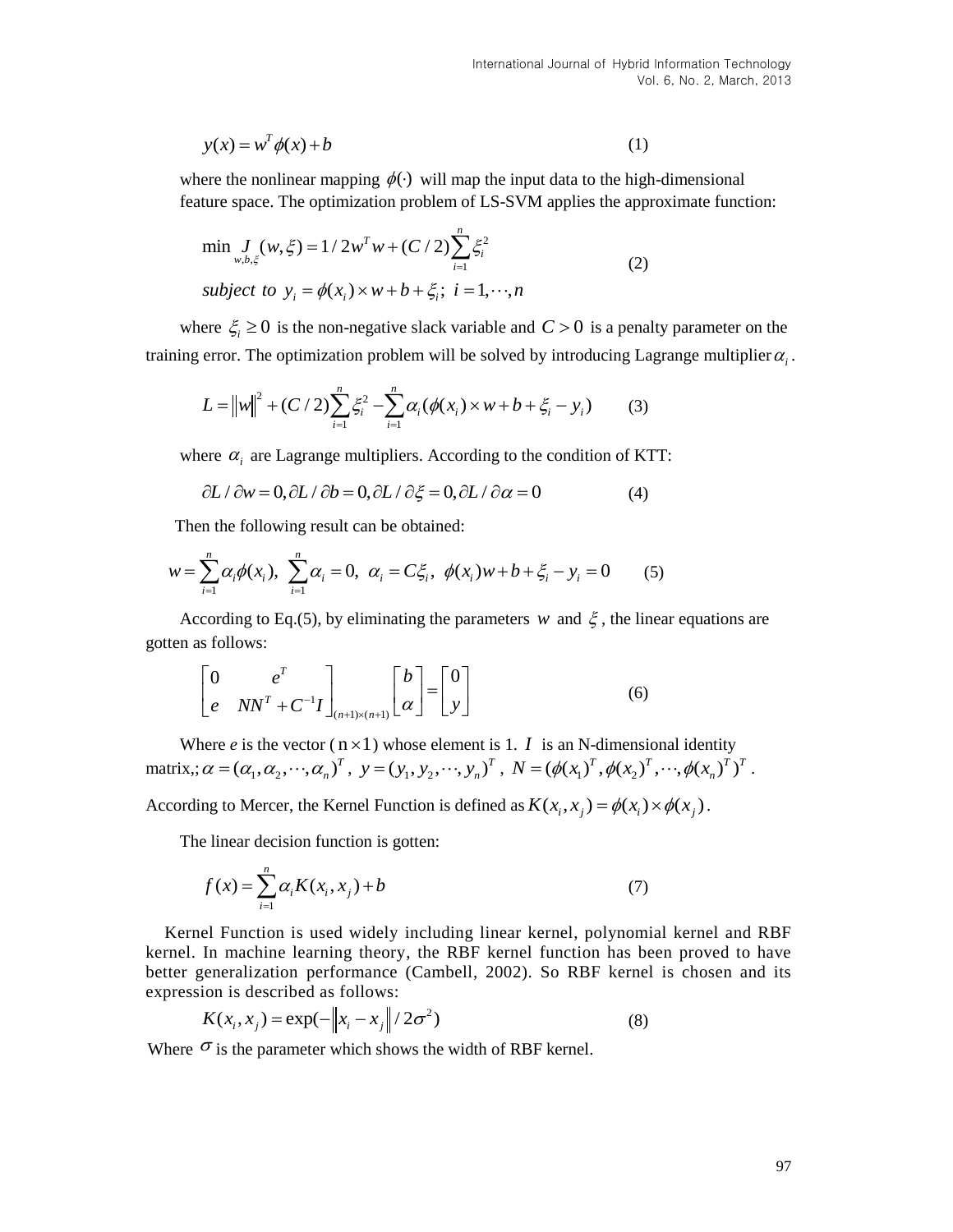$$y(x) = w^T \phi(x) + b \tag{1}$$

where the nonlinear mapping $\phi(\cdot)$ will map the input data to the high-dimensional feature space. The optimization problem of LS-SVM applies the approximate function:

$$\begin{aligned} &\min_{w,b,\xi} J(w,\xi) = 1/2w^T w + (C/2)\sum_{i=1}^{n} \xi_i^2 \\ &subject\ to\ y_i = \phi(x_i) \times w + b + \xi_i;\ i = 1,\cdots,n \end{aligned} \tag{2}$$

where $\xi_i \geq 0$ is the non-negative slack variable and $C > 0$ is a penalty parameter on the training error. The optimization problem will be solved by introducing Lagrange multiplier $\alpha_i$.

$$L = \|w\|^2 + (C/2)\sum_{i=1}^{n} \xi_i^2 - \sum_{i=1}^{n} \alpha_i (\phi(x_i) \times w + b + \xi_i - y_i) \tag{3}$$

where $\alpha_i$ are Lagrange multipliers. According to the condition of KTT:

$$\partial L / \partial w = 0, \partial L / \partial b = 0, \partial L / \partial \xi = 0, \partial L / \partial \alpha = 0 \tag{4}$$

Then the following result can be obtained:

$$w = \sum_{i=1}^{n} \alpha_i \phi(x_i),\ \sum_{i=1}^{n} \alpha_i = 0,\ \alpha_i = C\xi_i,\ \phi(x_i)w + b + \xi_i - y_i = 0 \tag{5}$$

According to Eq.(5), by eliminating the parameters $w$ and $\xi$, the linear equations are gotten as follows:

$$\begin{bmatrix} 0 & e^T \\ e & NN^T + C^{-1}I \end{bmatrix}_{(n+1)\times(n+1)} \begin{bmatrix} b \\ \alpha \end{bmatrix} = \begin{bmatrix} 0 \\ y \end{bmatrix} \tag{6}$$

Where *e* is the vector ($n \times 1$) whose element is 1. $I$ is an N-dimensional identity matrix,; $\alpha = (\alpha_1, \alpha_2, \cdots, \alpha_n)^T$, $y = (y_1, y_2, \cdots, y_n)^T$, $N = (\phi(x_1)^T, \phi(x_2)^T, \cdots, \phi(x_n)^T)^T$.

According to Mercer, the Kernel Function is defined as $K(x_i, x_j) = \phi(x_i) \times \phi(x_j)$.

The linear decision function is gotten:

$$f(x) = \sum_{i=1}^{n} \alpha_i K(x_i, x_j) + b \tag{7}$$

Kernel Function is used widely including linear kernel, polynomial kernel and RBF kernel. In machine learning theory, the RBF kernel function has been proved to have better generalization performance (Cambell, 2002). So RBF kernel is chosen and its expression is described as follows:

$$K(x_i, x_j) = \exp(-\|x_i - x_j\| / 2\sigma^2) \tag{8}$$

Where $\sigma$ is the parameter which shows the width of RBF kernel.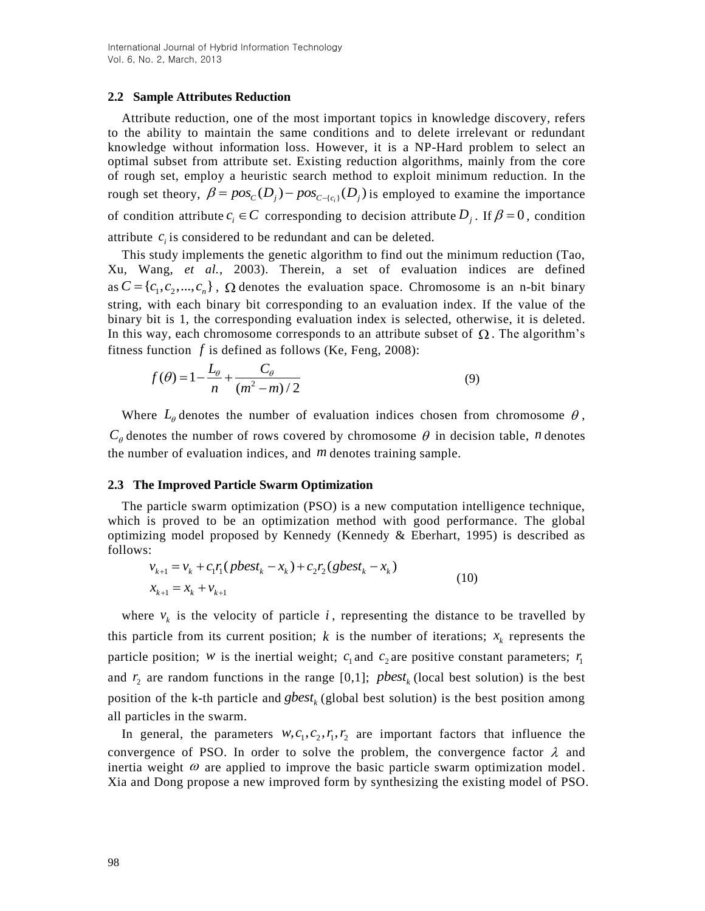### 2.2 Sample Attributes Reduction

Attribute reduction, one of the most important topics in knowledge discovery, refers to the ability to maintain the same conditions and to delete irrelevant or redundant knowledge without information loss. However, it is a NP-Hard problem to select an optimal subset from attribute set. Existing reduction algorithms, mainly from the core of rough set, employ a heuristic search method to exploit minimum reduction. In the rough set theory, $\beta = pos_C(D_j) - pos_{C-\{c_i\}}(D_j)$ is employed to examine the importance of condition attribute $c_i \in C$ corresponding to decision attribute $D_j$. If $\beta = 0$, condition attribute $c_i$ is considered to be redundant and can be deleted.

This study implements the genetic algorithm to find out the minimum reduction (Tao, Xu, Wang, *et al.*, 2003). Therein, a set of evaluation indices are defined as $C = \{c_1, c_2, ..., c_n\}$, $\Omega$ denotes the evaluation space. Chromosome is an n-bit binary string, with each binary bit corresponding to an evaluation index. If the value of the binary bit is 1, the corresponding evaluation index is selected, otherwise, it is deleted. In this way, each chromosome corresponds to an attribute subset of $\Omega$. The algorithm's fitness function $f$ is defined as follows (Ke, Feng, 2008):

$$f(\theta) = 1 - \frac{L_\theta}{n} + \frac{C_\theta}{(m^2 - m)/2} \tag{9}$$

Where $L_\theta$ denotes the number of evaluation indices chosen from chromosome $\theta$, $C_\theta$ denotes the number of rows covered by chromosome $\theta$ in decision table, $n$ denotes the number of evaluation indices, and $m$ denotes training sample.

### 2.3 The Improved Particle Swarm Optimization

The particle swarm optimization (PSO) is a new computation intelligence technique, which is proved to be an optimization method with good performance. The global optimizing model proposed by Kennedy (Kennedy & Eberhart, 1995) is described as follows:

$$\begin{aligned} v_{k+1} &= v_k + c_1 r_1 (pbest_k - x_k) + c_2 r_2 (gbest_k - x_k) \\ x_{k+1} &= x_k + v_{k+1} \end{aligned} \tag{10}$$

where $v_k$ is the velocity of particle $i$, representing the distance to be travelled by this particle from its current position; $k$ is the number of iterations; $x_k$ represents the particle position; $w$ is the inertial weight; $c_1$ and $c_2$ are positive constant parameters; $r_1$ and $r_2$ are random functions in the range [0,1]; $pbest_k$ (local best solution) is the best position of the k-th particle and $gbest_k$ (global best solution) is the best position among all particles in the swarm.

In general, the parameters $w, c_1, c_2, r_1, r_2$ are important factors that influence the convergence of PSO. In order to solve the problem, the convergence factor $\lambda$ and inertia weight $\omega$ are applied to improve the basic particle swarm optimization model. Xia and Dong propose a new improved form by synthesizing the existing model of PSO.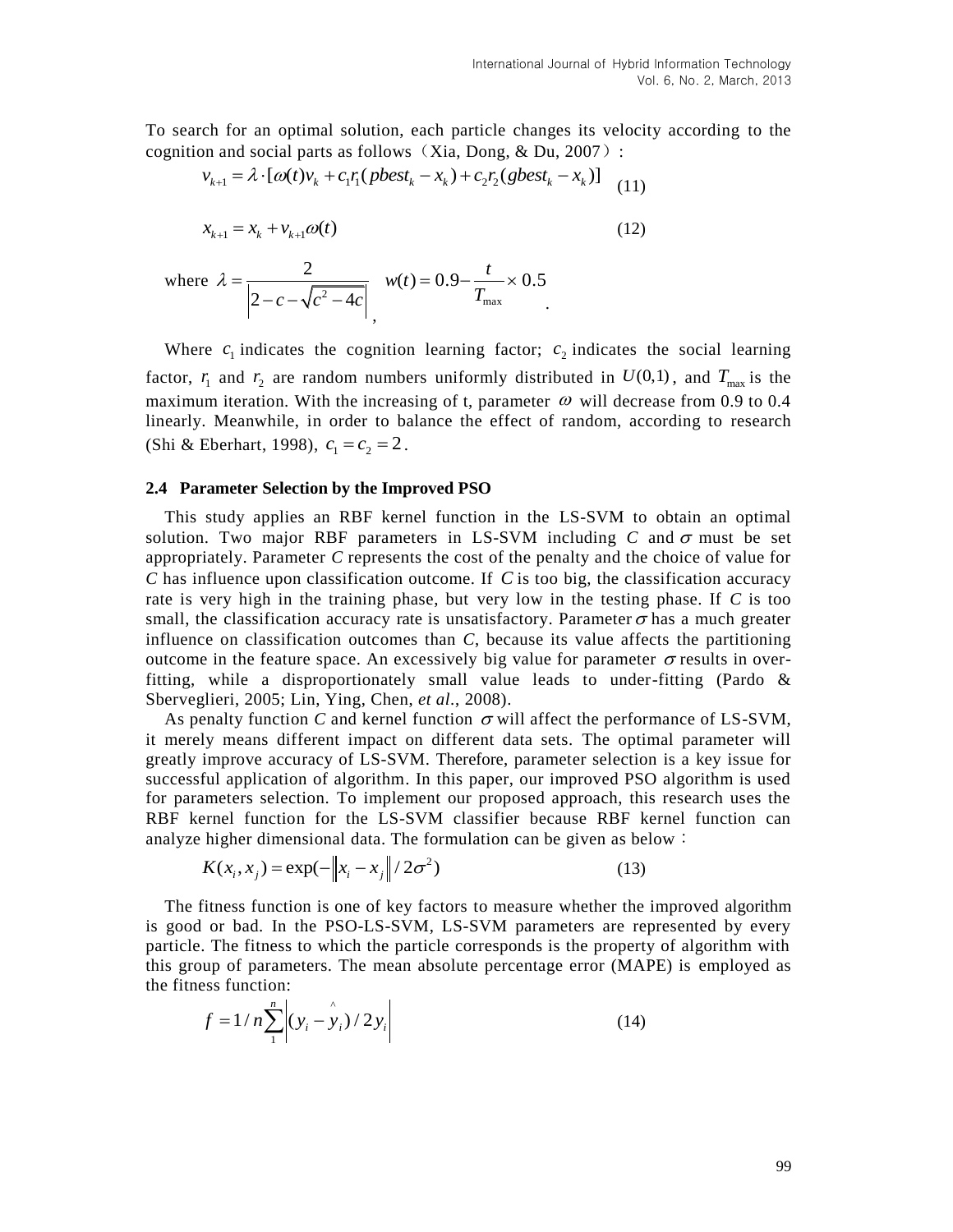To search for an optimal solution, each particle changes its velocity according to the cognition and social parts as follows（Xia, Dong, & Du, 2007）:

$$v_{k+1} = \lambda \cdot [\omega(t)v_k + c_1 r_1(pbest_k - x_k) + c_2 r_2(gbest_k - x_k)] \quad (11)$$

$$x_{k+1} = x_k + v_{k+1}\omega(t) \quad (12)$$

where $\lambda = \dfrac{2}{\left|2 - c - \sqrt{c^2 - 4c}\right|}$, $w(t) = 0.9 - \dfrac{t}{T_{\max}} \times 0.5$.

Where $c_1$ indicates the cognition learning factor; $c_2$ indicates the social learning factor, $r_1$ and $r_2$ are random numbers uniformly distributed in $U(0,1)$, and $T_{\max}$ is the maximum iteration. With the increasing of t, parameter $\omega$ will decrease from 0.9 to 0.4 linearly. Meanwhile, in order to balance the effect of random, according to research (Shi & Eberhart, 1998), $c_1 = c_2 = 2$.

### 2.4 Parameter Selection by the Improved PSO

This study applies an RBF kernel function in the LS-SVM to obtain an optimal solution. Two major RBF parameters in LS-SVM including *C* and $\sigma$ must be set appropriately. Parameter *C* represents the cost of the penalty and the choice of value for *C* has influence upon classification outcome. If *C* is too big, the classification accuracy rate is very high in the training phase, but very low in the testing phase. If *C* is too small, the classification accuracy rate is unsatisfactory. Parameter $\sigma$ has a much greater influence on classification outcomes than *C*, because its value affects the partitioning outcome in the feature space. An excessively big value for parameter $\sigma$ results in over-fitting, while a disproportionately small value leads to under-fitting (Pardo & Sberveglieri, 2005; Lin, Ying, Chen, *et al.*, 2008).

As penalty function *C* and kernel function $\sigma$ will affect the performance of LS-SVM, it merely means different impact on different data sets. The optimal parameter will greatly improve accuracy of LS-SVM. Therefore, parameter selection is a key issue for successful application of algorithm. In this paper, our improved PSO algorithm is used for parameters selection. To implement our proposed approach, this research uses the RBF kernel function for the LS-SVM classifier because RBF kernel function can analyze higher dimensional data. The formulation can be given as below：

$$K(x_i, x_j) = \exp(-\left\|x_i - x_j\right\| / 2\sigma^2) \quad (13)$$

The fitness function is one of key factors to measure whether the improved algorithm is good or bad. In the PSO-LS-SVM, LS-SVM parameters are represented by every particle. The fitness to which the particle corresponds is the property of algorithm with this group of parameters. The mean absolute percentage error (MAPE) is employed as the fitness function:

$$f = 1/n\sum_{1}^{n}\left|(y_i - \hat{y}_i)/2y_i\right| \quad (14)$$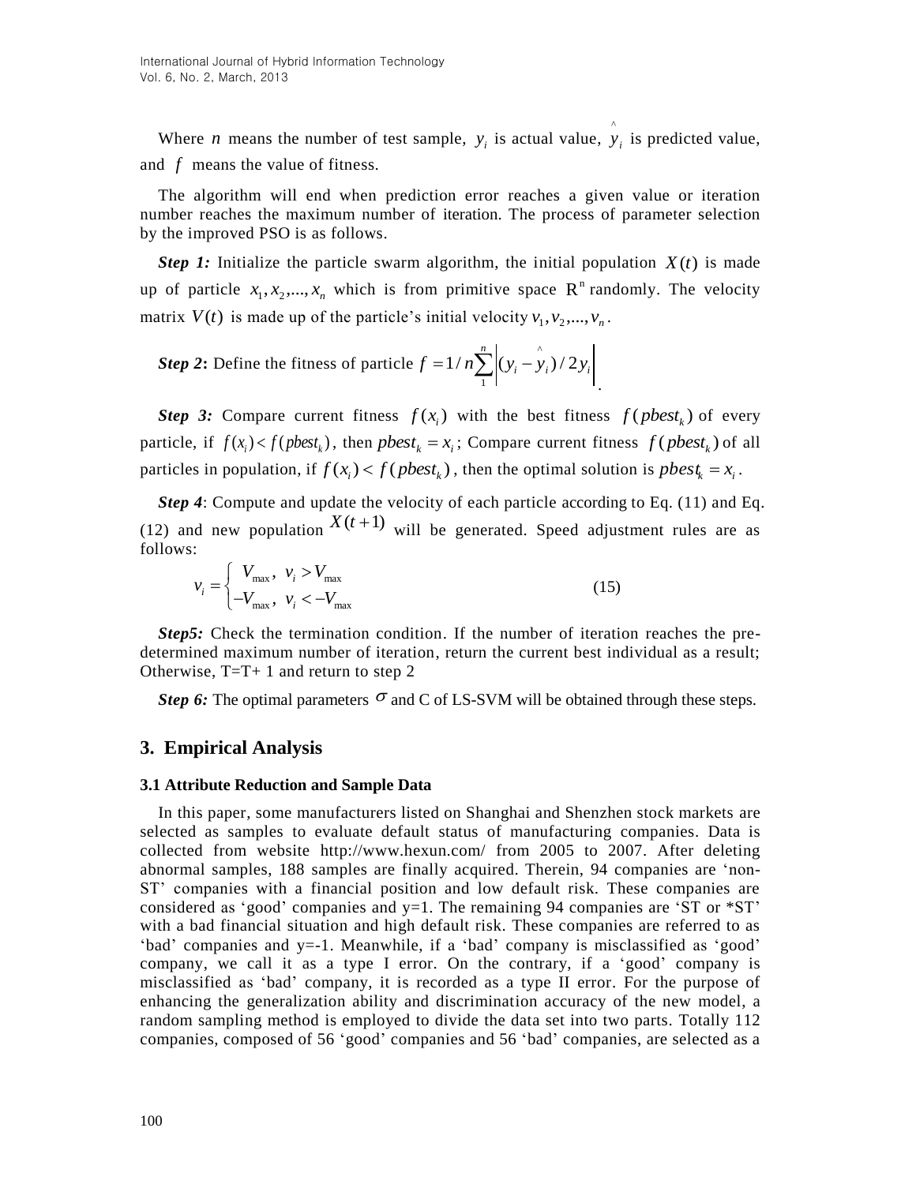Where $n$ means the number of test sample, $y_i$ is actual value, $\hat{y}_i$ is predicted value, and $f$ means the value of fitness.

The algorithm will end when prediction error reaches a given value or iteration number reaches the maximum number of iteration. The process of parameter selection by the improved PSO is as follows.

***Step 1:*** Initialize the particle swarm algorithm, the initial population $X(t)$ is made up of particle $x_1, x_2, ..., x_n$ which is from primitive space $\mathrm{R}^n$ randomly. The velocity matrix $V(t)$ is made up of the particle's initial velocity $v_1, v_2, ..., v_n$.

***Step 2*:** Define the fitness of particle $f = 1/n\sum_1^n \left|(y_i - \hat{y}_i)/2y_i\right|$.

***Step 3:*** Compare current fitness $f(x_i)$ with the best fitness $f(pbest_k)$ of every particle, if $f(x_i) < f(pbest_k)$, then $pbest_k = x_i$; Compare current fitness $f(pbest_k)$ of all particles in population, if $f(x_i) < f(pbest_k)$, then the optimal solution is $pbest_k = x_i$.

***Step 4***: Compute and update the velocity of each particle according to Eq. (11) and Eq. (12) and new population $X(t+1)$ will be generated. Speed adjustment rules are as follows:

$$v_i = \begin{cases} V_{\max}, & v_i > V_{\max} \\ -V_{\max}, & v_i < -V_{\max} \end{cases} \tag{15}$$

***Step5:*** Check the termination condition. If the number of iteration reaches the pre-determined maximum number of iteration, return the current best individual as a result; Otherwise, T=T+ 1 and return to step 2

***Step 6:*** The optimal parameters $\sigma$ and C of LS-SVM will be obtained through these steps.

## 3. Empirical Analysis

### 3.1 Attribute Reduction and Sample Data

In this paper, some manufacturers listed on Shanghai and Shenzhen stock markets are selected as samples to evaluate default status of manufacturing companies. Data is collected from website http://www.hexun.com/ from 2005 to 2007. After deleting abnormal samples, 188 samples are finally acquired. Therein, 94 companies are 'non-ST' companies with a financial position and low default risk. These companies are considered as 'good' companies and y=1. The remaining 94 companies are 'ST or *ST' with a bad financial situation and high default risk. These companies are referred to as 'bad' companies and y=-1. Meanwhile, if a 'bad' company is misclassified as 'good' company, we call it as a type I error. On the contrary, if a 'good' company is misclassified as 'bad' company, it is recorded as a type II error. For the purpose of enhancing the generalization ability and discrimination accuracy of the new model, a random sampling method is employed to divide the data set into two parts. Totally 112 companies, composed of 56 'good' companies and 56 'bad' companies, are selected as a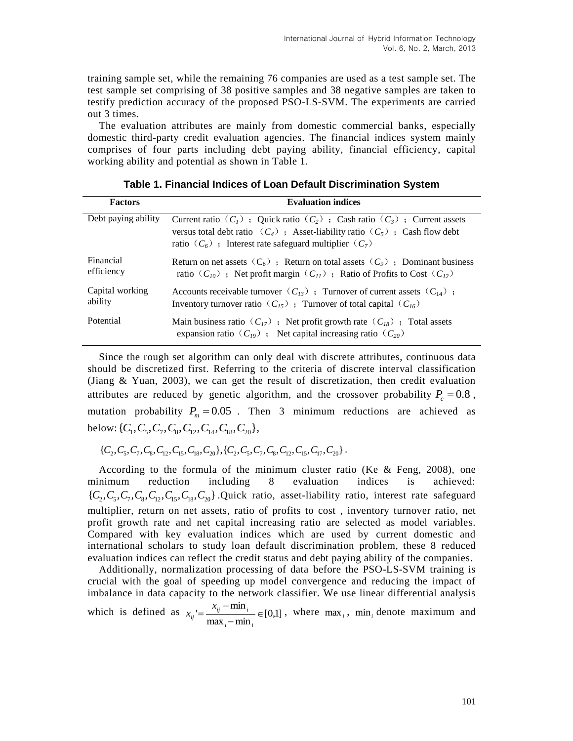training sample set, while the remaining 76 companies are used as a test sample set. The test sample set comprising of 38 positive samples and 38 negative samples are taken to testify prediction accuracy of the proposed PSO-LS-SVM. The experiments are carried out 3 times.

The evaluation attributes are mainly from domestic commercial banks, especially domestic third-party credit evaluation agencies. The financial indices system mainly comprises of four parts including debt paying ability, financial efficiency, capital working ability and potential as shown in Table 1.

**Table 1. Financial Indices of Loan Default Discrimination System**

| Factors | Evaluation indices |
|---|---|
| Debt paying ability | Current ratio（$C_1$）; Quick ratio（$C_2$）; Cash ratio（$C_3$）; Current assets versus total debt ratio （$C_4$）; Asset-liability ratio（$C_5$）; Cash flow debt ratio（$C_6$）; Interest rate safeguard multiplier（$C_7$） |
| Financial efficiency | Return on net assets（$C_8$）; Return on total assets（$C_9$）; Dominant business ratio（$C_{10}$）; Net profit margin（$C_{11}$）; Ratio of Profits to Cost（$C_{12}$） |
| Capital working ability | Accounts receivable turnover（$C_{13}$）; Turnover of current assets（$C_{14}$）; Inventory turnover ratio（$C_{15}$）; Turnover of total capital（$C_{16}$） |
| Potential | Main business ratio（$C_{17}$）; Net profit growth rate（$C_{18}$）; Total assets expansion ratio（$C_{19}$）; Net capital increasing ratio（$C_{20}$） |

Since the rough set algorithm can only deal with discrete attributes, continuous data should be discretized first. Referring to the criteria of discrete interval classification (Jiang & Yuan, 2003), we can get the result of discretization, then credit evaluation attributes are reduced by genetic algorithm, and the crossover probability $P_c = 0.8$, mutation probability $P_m = 0.05$. Then 3 minimum reductions are achieved as below: $\{C_1, C_5, C_7, C_8, C_{12}, C_{14}, C_{18}, C_{20}\}$,

$\{C_2, C_5, C_7, C_8, C_{12}, C_{15}, C_{18}, C_{20}\}, \{C_2, C_5, C_7, C_8, C_{12}, C_{15}, C_{17}, C_{20}\}$.

According to the formula of the minimum cluster ratio (Ke & Feng, 2008), one minimum reduction including 8 evaluation indices is achieved: $\{C_2, C_5, C_7, C_8, C_{12}, C_{15}, C_{18}, C_{20}\}$. Quick ratio, asset-liability ratio, interest rate safeguard multiplier, return on net assets, ratio of profits to cost , inventory turnover ratio, net profit growth rate and net capital increasing ratio are selected as model variables. Compared with key evaluation indices which are used by current domestic and international scholars to study loan default discrimination problem, these 8 reduced evaluation indices can reflect the credit status and debt paying ability of the companies.

Additionally, normalization processing of data before the PSO-LS-SVM training is crucial with the goal of speeding up model convergence and reducing the impact of imbalance in data capacity to the network classifier. We use linear differential analysis which is defined as $x_{ij}' = \frac{x_{ij} - \min_i}{\max_i - \min_i} \in [0,1]$, where $\max_i$, $\min_i$ denote maximum and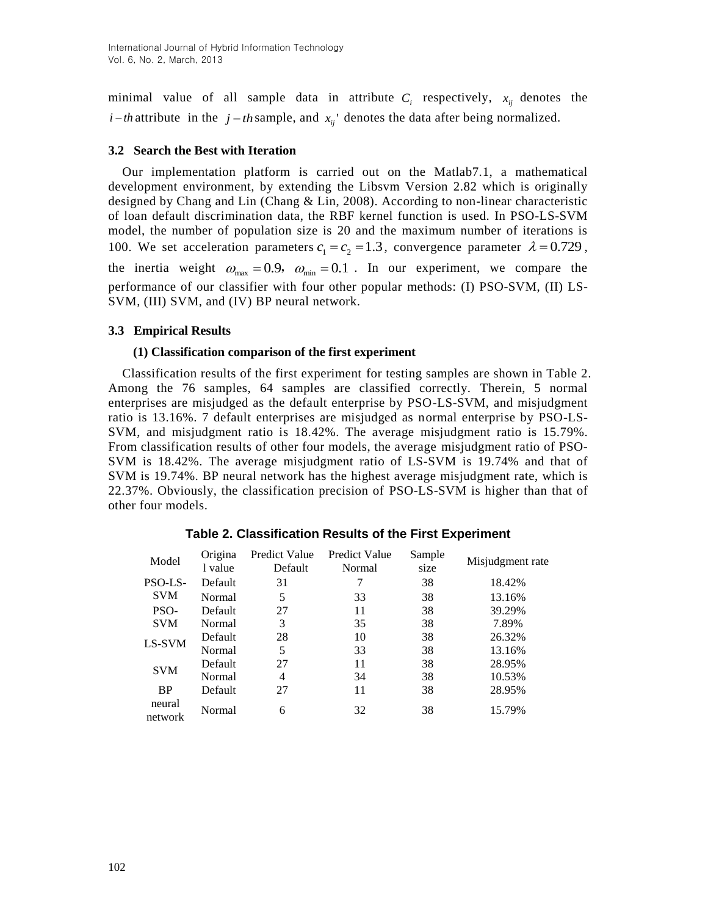minimal value of all sample data in attribute $C_i$ respectively, $x_{ij}$ denotes the $i-th$ attribute in the $j-th$ sample, and $x_{ij}'$ denotes the data after being normalized.

### 3.2 Search the Best with Iteration

Our implementation platform is carried out on the Matlab7.1, a mathematical development environment, by extending the Libsvm Version 2.82 which is originally designed by Chang and Lin (Chang & Lin, 2008). According to non-linear characteristic of loan default discrimination data, the RBF kernel function is used. In PSO-LS-SVM model, the number of population size is 20 and the maximum number of iterations is 100. We set acceleration parameters $c_1 = c_2 = 1.3$, convergence parameter $\lambda = 0.729$, the inertia weight $\omega_{\max} = 0.9$, $\omega_{\min} = 0.1$. In our experiment, we compare the performance of our classifier with four other popular methods: (I) PSO-SVM, (II) LS-SVM, (III) SVM, and (IV) BP neural network.

### 3.3 Empirical Results

**(1) Classification comparison of the first experiment**

Classification results of the first experiment for testing samples are shown in Table 2. Among the 76 samples, 64 samples are classified correctly. Therein, 5 normal enterprises are misjudged as the default enterprise by PSO-LS-SVM, and misjudgment ratio is 13.16%. 7 default enterprises are misjudged as normal enterprise by PSO-LS-SVM, and misjudgment ratio is 18.42%. The average misjudgment ratio is 15.79%. From classification results of other four models, the average misjudgment ratio of PSO-SVM is 18.42%. The average misjudgment ratio of LS-SVM is 19.74% and that of SVM is 19.74%. BP neural network has the highest average misjudgment rate, which is 22.37%. Obviously, the classification precision of PSO-LS-SVM is higher than that of other four models.

**Table 2. Classification Results of the First Experiment**

| Model | Original value | Predict Value Default | Predict Value Normal | Sample size | Misjudgment rate |
|---|---|---|---|---|---|
| PSO-LS-SVM | Default | 31 | 7 | 38 | 18.42% |
| | Normal | 5 | 33 | 38 | 13.16% |
| PSO-SVM | Default | 27 | 11 | 38 | 39.29% |
| | Normal | 3 | 35 | 38 | 7.89% |
| LS-SVM | Default | 28 | 10 | 38 | 26.32% |
| | Normal | 5 | 33 | 38 | 13.16% |
| SVM | Default | 27 | 11 | 38 | 28.95% |
| | Normal | 4 | 34 | 38 | 10.53% |
| BP neural network | Default | 27 | 11 | 38 | 28.95% |
| | Normal | 6 | 32 | 38 | 15.79% |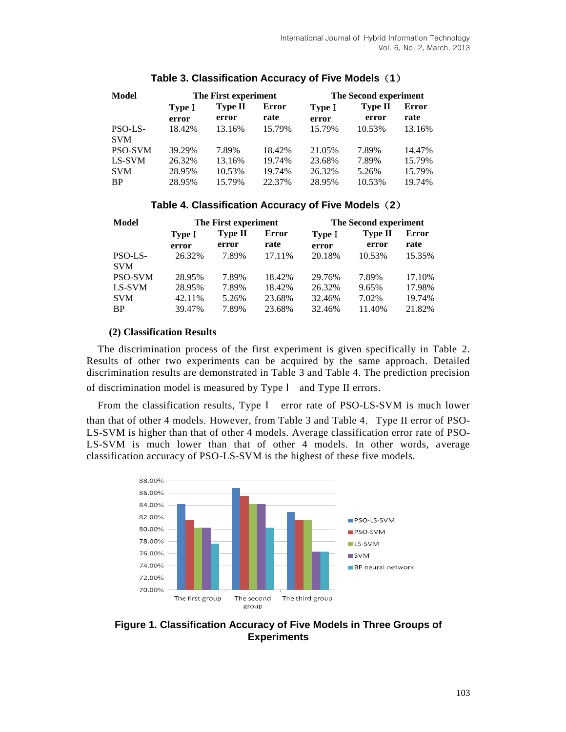**Table 3. Classification Accuracy of Five Models（1）**

| Model | The First experiment | | | The Second experiment | | |
|---|---|---|---|---|---|---|
| | Type I error | Type II error | Error rate | Type I error | Type II error | Error rate |
| PSO-LS-SVM | 18.42% | 13.16% | 15.79% | 15.79% | 10.53% | 13.16% |
| PSO-SVM | 39.29% | 7.89% | 18.42% | 21.05% | 7.89% | 14.47% |
| LS-SVM | 26.32% | 13.16% | 19.74% | 23.68% | 7.89% | 15.79% |
| SVM | 28.95% | 10.53% | 19.74% | 26.32% | 5.26% | 15.79% |
| BP | 28.95% | 15.79% | 22.37% | 28.95% | 10.53% | 19.74% |

**Table 4. Classification Accuracy of Five Models（2）**

| Model | The First experiment | | | The Second experiment | | |
|---|---|---|---|---|---|---|
| | Type I error | Type II error | Error rate | Type I error | Type II error | Error rate |
| PSO-LS-SVM | 26.32% | 7.89% | 17.11% | 20.18% | 10.53% | 15.35% |
| PSO-SVM | 28.95% | 7.89% | 18.42% | 29.76% | 7.89% | 17.10% |
| LS-SVM | 28.95% | 7.89% | 18.42% | 26.32% | 9.65% | 17.98% |
| SVM | 42.11% | 5.26% | 23.68% | 32.46% | 7.02% | 19.74% |
| BP | 39.47% | 7.89% | 23.68% | 32.46% | 11.40% | 21.82% |

**(2) Classification Results**

The discrimination process of the first experiment is given specifically in Table 2. Results of other two experiments can be acquired by the same approach. Detailed discrimination results are demonstrated in Table 3 and Table 4. The prediction precision of discrimination model is measured by Type I and Type II errors.

From the classification results, Type I error rate of PSO-LS-SVM is much lower than that of other 4 models. However, from Table 3 and Table 4, Type II error of PSO-LS-SVM is higher than that of other 4 models. Average classification error rate of PSO-LS-SVM is much lower than that of other 4 models. In other words, average classification accuracy of PSO-LS-SVM is the highest of these five models.

**Figure 1. Classification Accuracy of Five Models in Three Groups of Experiments**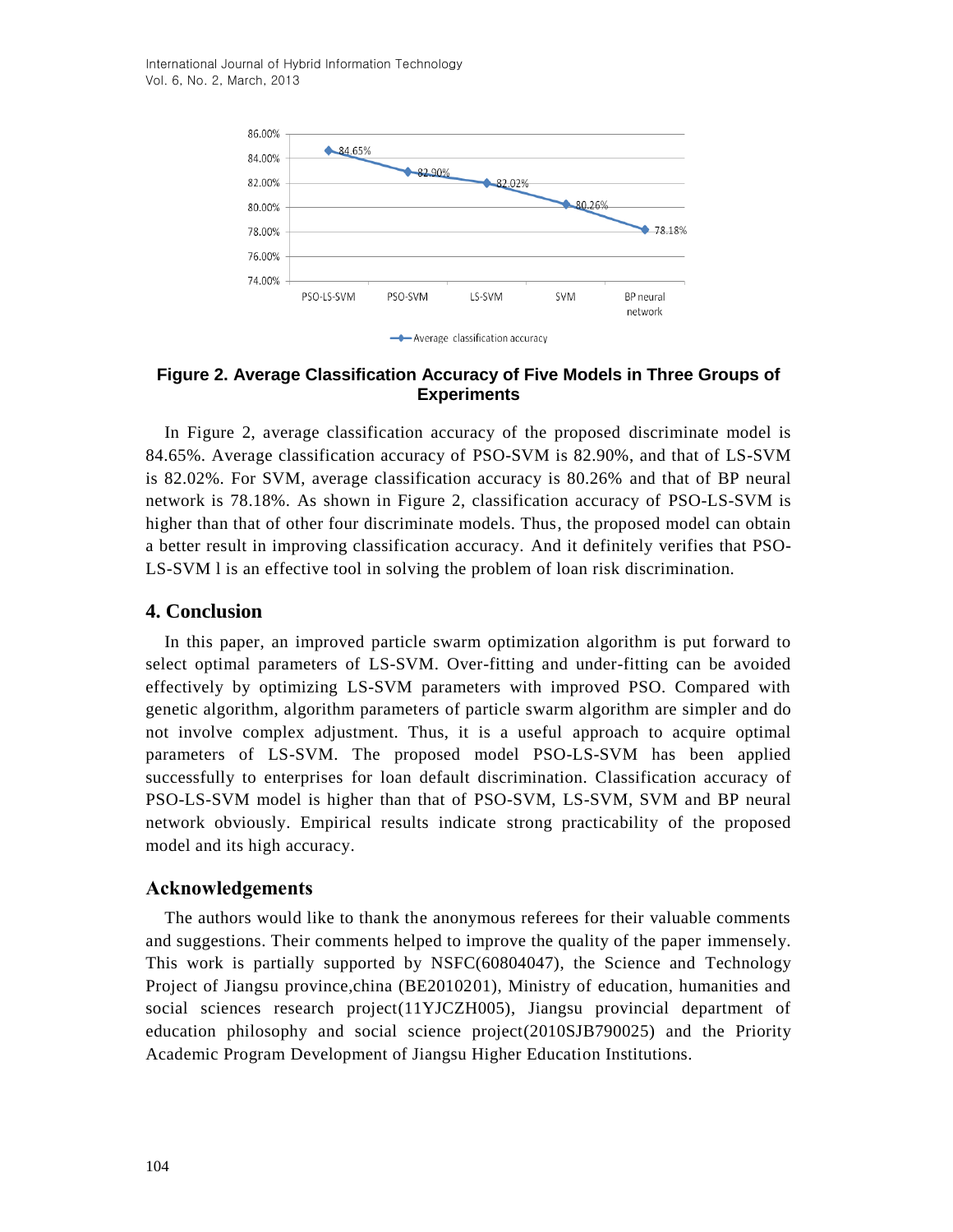**Figure 2. Average Classification Accuracy of Five Models in Three Groups of Experiments**

In Figure 2, average classification accuracy of the proposed discriminate model is 84.65%. Average classification accuracy of PSO-SVM is 82.90%, and that of LS-SVM is 82.02%. For SVM, average classification accuracy is 80.26% and that of BP neural network is 78.18%. As shown in Figure 2, classification accuracy of PSO-LS-SVM is higher than that of other four discriminate models. Thus, the proposed model can obtain a better result in improving classification accuracy. And it definitely verifies that PSO-LS-SVM l is an effective tool in solving the problem of loan risk discrimination.

## 4. Conclusion

In this paper, an improved particle swarm optimization algorithm is put forward to select optimal parameters of LS-SVM. Over-fitting and under-fitting can be avoided effectively by optimizing LS-SVM parameters with improved PSO. Compared with genetic algorithm, algorithm parameters of particle swarm algorithm are simpler and do not involve complex adjustment. Thus, it is a useful approach to acquire optimal parameters of LS-SVM. The proposed model PSO-LS-SVM has been applied successfully to enterprises for loan default discrimination. Classification accuracy of PSO-LS-SVM model is higher than that of PSO-SVM, LS-SVM, SVM and BP neural network obviously. Empirical results indicate strong practicability of the proposed model and its high accuracy.

## Acknowledgements

The authors would like to thank the anonymous referees for their valuable comments and suggestions. Their comments helped to improve the quality of the paper immensely. This work is partially supported by NSFC(60804047), the Science and Technology Project of Jiangsu province,china (BE2010201), Ministry of education, humanities and social sciences research project(11YJCZH005), Jiangsu provincial department of education philosophy and social science project(2010SJB790025) and the Priority Academic Program Development of Jiangsu Higher Education Institutions.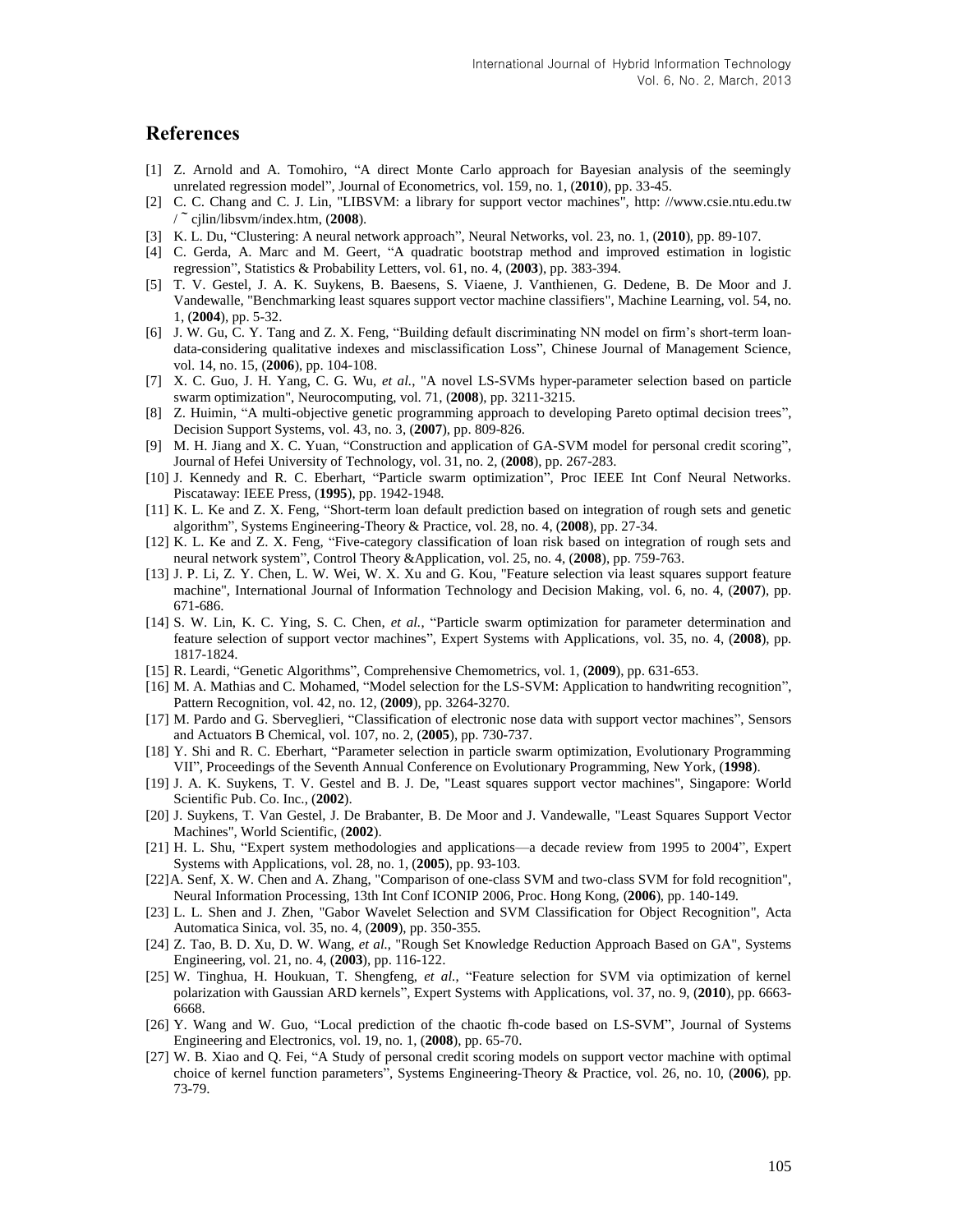## References

[1] Z. Arnold and A. Tomohiro, “A direct Monte Carlo approach for Bayesian analysis of the seemingly unrelated regression model”, Journal of Econometrics, vol. 159, no. 1, (**2010**), pp. 33-45.

[2] C. C. Chang and C. J. Lin, "LIBSVM: a library for support vector machines", http: //www.csie.ntu.edu.tw / ˜ cjlin/libsvm/index.htm, (**2008**).

[3] K. L. Du, “Clustering: A neural network approach”, Neural Networks, vol. 23, no. 1, (**2010**), pp. 89-107.

[4] C. Gerda, A. Marc and M. Geert, “A quadratic bootstrap method and improved estimation in logistic regression”, Statistics & Probability Letters, vol. 61, no. 4, (**2003**), pp. 383-394.

[5] T. V. Gestel, J. A. K. Suykens, B. Baesens, S. Viaene, J. Vanthienen, G. Dedene, B. De Moor and J. Vandewalle, "Benchmarking least squares support vector machine classifiers", Machine Learning, vol. 54, no. 1, (**2004**), pp. 5-32.

[6] J. W. Gu, C. Y. Tang and Z. X. Feng, “Building default discriminating NN model on firm’s short-term loan-data-considering qualitative indexes and misclassification Loss”, Chinese Journal of Management Science, vol. 14, no. 15, (**2006**), pp. 104-108.

[7] X. C. Guo, J. H. Yang, C. G. Wu, *et al.*, "A novel LS-SVMs hyper-parameter selection based on particle swarm optimization", Neurocomputing, vol. 71, (**2008**), pp. 3211-3215.

[8] Z. Huimin, “A multi-objective genetic programming approach to developing Pareto optimal decision trees”, Decision Support Systems, vol. 43, no. 3, (**2007**), pp. 809-826.

[9] M. H. Jiang and X. C. Yuan, “Construction and application of GA-SVM model for personal credit scoring”, Journal of Hefei University of Technology, vol. 31, no. 2, (**2008**), pp. 267-283.

[10] J. Kennedy and R. C. Eberhart, “Particle swarm optimization”, Proc IEEE Int Conf Neural Networks. Piscataway: IEEE Press, (**1995**), pp. 1942-1948.

[11] K. L. Ke and Z. X. Feng, “Short-term loan default prediction based on integration of rough sets and genetic algorithm”, Systems Engineering-Theory & Practice, vol. 28, no. 4, (**2008**), pp. 27-34.

[12] K. L. Ke and Z. X. Feng, “Five-category classification of loan risk based on integration of rough sets and neural network system”, Control Theory &Application, vol. 25, no. 4, (**2008**), pp. 759-763.

[13] J. P. Li, Z. Y. Chen, L. W. Wei, W. X. Xu and G. Kou, "Feature selection via least squares support feature machine", International Journal of Information Technology and Decision Making, vol. 6, no. 4, (**2007**), pp. 671-686.

[14] S. W. Lin, K. C. Ying, S. C. Chen, *et al.*, “Particle swarm optimization for parameter determination and feature selection of support vector machines”, Expert Systems with Applications, vol. 35, no. 4, (**2008**), pp. 1817-1824.

[15] R. Leardi, “Genetic Algorithms”, Comprehensive Chemometrics, vol. 1, (**2009**), pp. 631-653.

[16] M. A. Mathias and C. Mohamed, “Model selection for the LS-SVM: Application to handwriting recognition”, Pattern Recognition, vol. 42, no. 12, (**2009**), pp. 3264-3270.

[17] M. Pardo and G. Sberveglieri, “Classification of electronic nose data with support vector machines”, Sensors and Actuators B Chemical, vol. 107, no. 2, (**2005**), pp. 730-737.

[18] Y. Shi and R. C. Eberhart, “Parameter selection in particle swarm optimization, Evolutionary Programming VII”, Proceedings of the Seventh Annual Conference on Evolutionary Programming, New York, (**1998**).

[19] J. A. K. Suykens, T. V. Gestel and B. J. De, "Least squares support vector machines", Singapore: World Scientific Pub. Co. Inc., (**2002**).

[20] J. Suykens, T. Van Gestel, J. De Brabanter, B. De Moor and J. Vandewalle, "Least Squares Support Vector Machines", World Scientific, (**2002**).

[21] H. L. Shu, “Expert system methodologies and applications—a decade review from 1995 to 2004”, Expert Systems with Applications, vol. 28, no. 1, (**2005**), pp. 93-103.

[22] A. Senf, X. W. Chen and A. Zhang, "Comparison of one-class SVM and two-class SVM for fold recognition", Neural Information Processing, 13th Int Conf ICONIP 2006, Proc. Hong Kong, (**2006**), pp. 140-149.

[23] L. L. Shen and J. Zhen, "Gabor Wavelet Selection and SVM Classification for Object Recognition", Acta Automatica Sinica, vol. 35, no. 4, (**2009**), pp. 350-355.

[24] Z. Tao, B. D. Xu, D. W. Wang, *et al.*, "Rough Set Knowledge Reduction Approach Based on GA", Systems Engineering, vol. 21, no. 4, (**2003**), pp. 116-122.

[25] W. Tinghua, H. Houkuan, T. Shengfeng, *et al.*, “Feature selection for SVM via optimization of kernel polarization with Gaussian ARD kernels”, Expert Systems with Applications, vol. 37, no. 9, (**2010**), pp. 6663-6668.

[26] Y. Wang and W. Guo, “Local prediction of the chaotic fh-code based on LS-SVM”, Journal of Systems Engineering and Electronics, vol. 19, no. 1, (**2008**), pp. 65-70.

[27] W. B. Xiao and Q. Fei, “A Study of personal credit scoring models on support vector machine with optimal choice of kernel function parameters”, Systems Engineering-Theory & Practice, vol. 26, no. 10, (**2006**), pp. 73-79.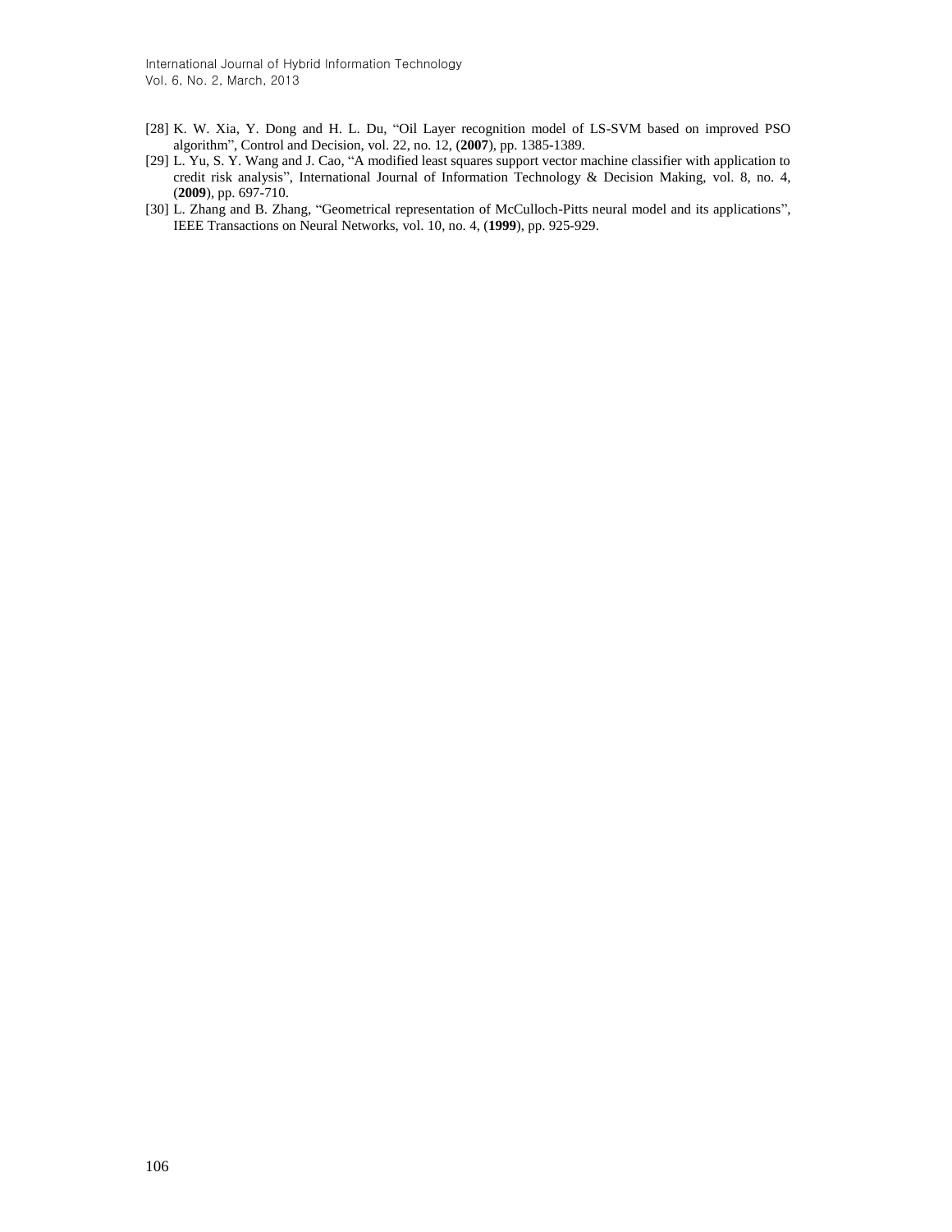[28] K. W. Xia, Y. Dong and H. L. Du, "Oil Layer recognition model of LS-SVM based on improved PSO algorithm", Control and Decision, vol. 22, no. 12, (**2007**), pp. 1385-1389.

[29] L. Yu, S. Y. Wang and J. Cao, "A modified least squares support vector machine classifier with application to credit risk analysis", International Journal of Information Technology & Decision Making, vol. 8, no. 4, (**2009**), pp. 697-710.

[30] L. Zhang and B. Zhang, "Geometrical representation of McCulloch-Pitts neural model and its applications", IEEE Transactions on Neural Networks, vol. 10, no. 4, (**1999**), pp. 925-929.